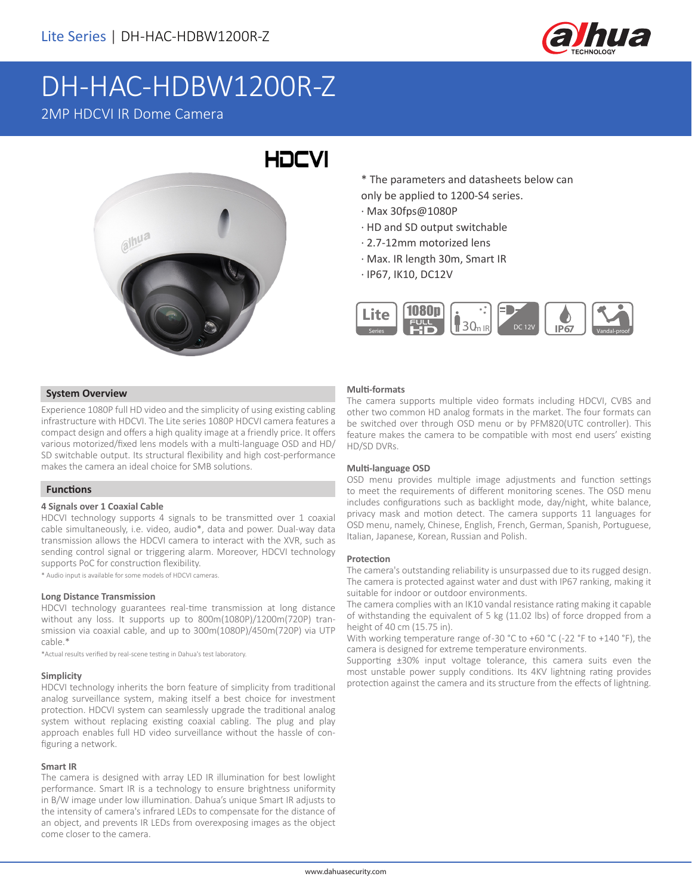Lite Series | DH-HAC-HDBW1200R-Z

# DH-HAC-HDBW1200R-Z

2MP HDCVI IR Dome Camera

\* The parameters and datasheets below can only be applied to 1200-S4 series.

- Max 30fps@1080P
- HD and SD output switchable
- 2.7-12mm motorized lens
- Max. IR length 30m, Smart IR
- IP67, IK10, DC12V

## System Overview

Experience 1080P full HD video and the simplicity of using existing cabling infrastructure with HDCVI. The Lite series 1080P HDCVI camera features a compact design and offers a high quality image at a friendly price. It offers various motorized/fixed lens models with a multi-language OSD and HD/SD switchable output. Its structural flexibility and high cost-performance makes the camera an ideal choice for SMB solutions.

## Functions

### 4 Signals over 1 Coaxial Cable

HDCVI technology supports 4 signals to be transmitted over 1 coaxial cable simultaneously, i.e. video, audio*, data and power. Dual-way data transmission allows the HDCVI camera to interact with the XVR, such as sending control signal or triggering alarm. Moreover, HDCVI technology supports PoC for construction flexibility.

\* Audio input is available for some models of HDCVI cameras.

### Long Distance Transmission

HDCVI technology guarantees real-time transmission at long distance without any loss. It supports up to 800m(1080P)/1200m(720P) transmission via coaxial cable, and up to 300m(1080P)/450m(720P) via UTP cable.*

\*Actual results verified by real-scene testing in Dahua's test laboratory.

### Simplicity

HDCVI technology inherits the born feature of simplicity from traditional analog surveillance system, making itself a best choice for investment protection. HDCVI system can seamlessly upgrade the traditional analog system without replacing existing coaxial cabling. The plug and play approach enables full HD video surveillance without the hassle of configuring a network.

### Smart IR

The camera is designed with array LED IR illumination for best lowlight performance. Smart IR is a technology to ensure brightness uniformity in B/W image under low illumination. Dahua's unique Smart IR adjusts to the intensity of camera's infrared LEDs to compensate for the distance of an object, and prevents IR LEDs from overexposing images as the object come closer to the camera.

### Multi-formats

The camera supports multiple video formats including HDCVI, CVBS and other two common HD analog formats in the market. The four formats can be switched over through OSD menu or by PFM820(UTC controller). This feature makes the camera to be compatible with most end users' existing HD/SD DVRs.

### Multi-language OSD

OSD menu provides multiple image adjustments and function settings to meet the requirements of different monitoring scenes. The OSD menu includes configurations such as backlight mode, day/night, white balance, privacy mask and motion detect. The camera supports 11 languages for OSD menu, namely, Chinese, English, French, German, Spanish, Portuguese, Italian, Japanese, Korean, Russian and Polish.

### Protection

The camera's outstanding reliability is unsurpassed due to its rugged design. The camera is protected against water and dust with IP67 ranking, making it suitable for indoor or outdoor environments.

The camera complies with an IK10 vandal resistance rating making it capable of withstanding the equivalent of 5 kg (11.02 lbs) of force dropped from a height of 40 cm (15.75 in).

With working temperature range of-30 °C to +60 °C (-22 °F to +140 °F), the camera is designed for extreme temperature environments.

Supporting ±30% input voltage tolerance, this camera suits even the most unstable power supply conditions. Its 4KV lightning rating provides protection against the camera and its structure from the effects of lightning.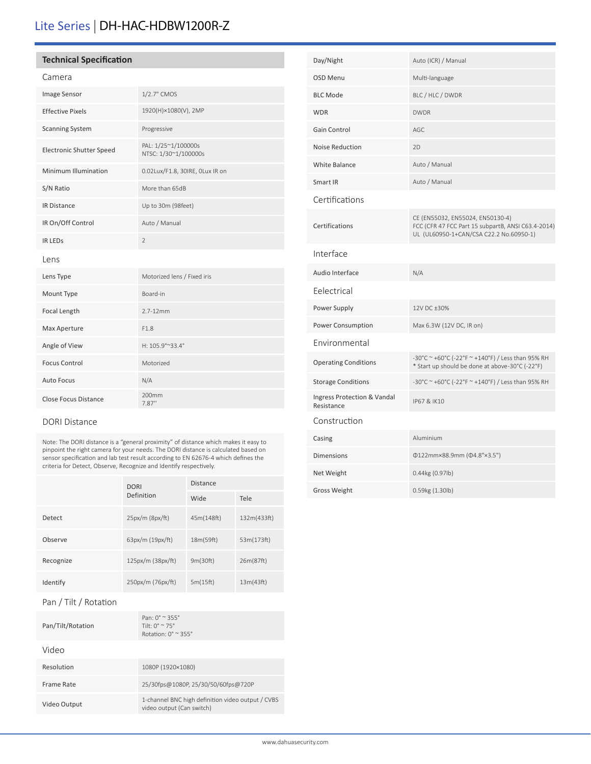# Lite Series | DH-HAC-HDBW1200R-Z

## Technical Specification

### Camera

| | |
|---|---|
| Image Sensor | 1/2.7" CMOS |
| Effective Pixels | 1920(H)×1080(V), 2MP |
| Scanning System | Progressive |
| Electronic Shutter Speed | PAL: 1/25~1/100000s<br>NTSC: 1/30~1/100000s |
| Minimum Illumination | 0.02Lux/F1.8, 30IRE, 0Lux IR on |
| S/N Ratio | More than 65dB |
| IR Distance | Up to 30m (98feet) |
| IR On/Off Control | Auto / Manual |
| IR LEDs | 2 |

### Lens

| | |
|---|---|
| Lens Type | Motorized lens / Fixed iris |
| Mount Type | Board-in |
| Focal Length | 2.7-12mm |
| Max Aperture | F1.8 |
| Angle of View | H: 105.9°~33.4° |
| Focus Control | Motorized |
| Auto Focus | N/A |
| Close Focus Distance | 200mm<br>7.87'' |

### DORI Distance

Note: The DORI distance is a "general proximity" of distance which makes it easy to pinpoint the right camera for your needs. The DORI distance is calculated based on sensor specification and lab test result according to EN 62676-4 which defines the criteria for Detect, Observe, Recognize and Identify respectively.

| | DORI Definition | Distance | |
|---|---|---|---|
| | | Wide | Tele |
| Detect | 25px/m (8px/ft) | 45m(148ft) | 132m(433ft) |
| Observe | 63px/m (19px/ft) | 18m(59ft) | 53m(173ft) |
| Recognize | 125px/m (38px/ft) | 9m(30ft) | 26m(87ft) |
| Identify | 250px/m (76px/ft) | 5m(15ft) | 13m(43ft) |

### Pan / Tilt / Rotation

| | |
|---|---|
| Pan/Tilt/Rotation | Pan: 0° ~ 355°<br>Tilt: 0° ~ 75°<br>Rotation: 0° ~ 355° |

### Video

| | |
|---|---|
| Resolution | 1080P (1920×1080) |
| Frame Rate | 25/30fps@1080P, 25/30/50/60fps@720P |
| Video Output | 1-channel BNC high definition video output / CVBS video output (Can switch) |
| Day/Night | Auto (ICR) / Manual |
| OSD Menu | Multi-language |
| BLC Mode | BLC / HLC / DWDR |
| WDR | DWDR |
| Gain Control | AGC |
| Noise Reduction | 2D |
| White Balance | Auto / Manual |
| Smart IR | Auto / Manual |

### Certifications

| | |
|---|---|
| Certifications | CE (EN55032, EN55024, EN50130-4)<br>FCC (CFR 47 FCC Part 15 subpartB, ANSI C63.4-2014)<br>UL (UL60950-1+CAN/CSA C22.2 No.60950-1) |

### Interface

| | |
|---|---|
| Audio Interface | N/A |

### Eelectrical

| | |
|---|---|
| Power Supply | 12V DC ±30% |
| Power Consumption | Max 6.3W (12V DC, IR on) |

### Environmental

| | |
|---|---|
| Operating Conditions | -30°C ~ +60°C (-22°F ~ +140°F) / Less than 95% RH<br>* Start up should be done at above-30°C (-22°F) |
| Storage Conditions | -30°C ~ +60°C (-22°F ~ +140°F) / Less than 95% RH |
| Ingress Protection & Vandal Resistance | IP67 & IK10 |

### Construction

| | |
|---|---|
| Casing | Aluminium |
| Dimensions | Φ122mm×88.9mm (Φ4.8"×3.5") |
| Net Weight | 0.44kg (0.97lb) |
| Gross Weight | 0.59kg (1.30lb) |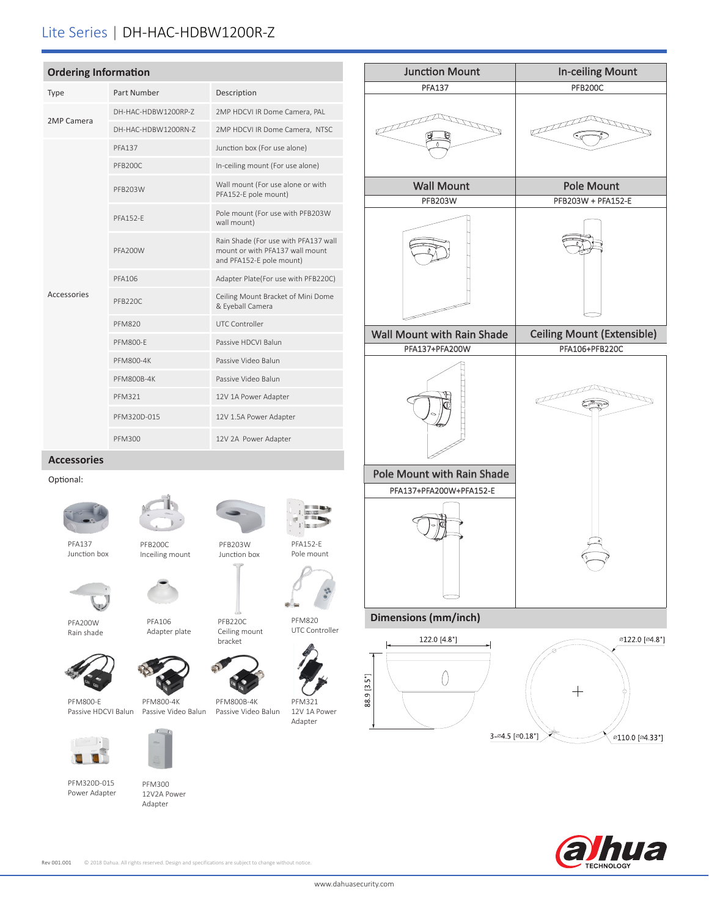# Lite Series | DH-HAC-HDBW1200R-Z

## Ordering Information

| Type | Part Number | Description |
|---|---|---|
| 2MP Camera | DH-HAC-HDBW1200RP-Z | 2MP HDCVI IR Dome Camera, PAL |
| | DH-HAC-HDBW1200RN-Z | 2MP HDCVI IR Dome Camera, NTSC |
| Accessories | PFA137 | Junction box (For use alone) |
| | PFB200C | In-ceiling mount (For use alone) |
| | PFB203W | Wall mount (For use alone or with PFA152-E pole mount) |
| | PFA152-E | Pole mount (For use with PFB203W wall mount) |
| | PFA200W | Rain Shade (For use with PFA137 wall mount or with PFA137 wall mount and PFA152-E pole mount) |
| | PFA106 | Adapter Plate(For use with PFB220C) |
| | PFB220C | Ceiling Mount Bracket of Mini Dome & Eyeball Camera |
| | PFM820 | UTC Controller |
| | PFM800-E | Passive HDCVI Balun |
| | PFM800-4K | Passive Video Balun |
| | PFM800B-4K | Passive Video Balun |
| | PFM321 | 12V 1A Power Adapter |
| | PFM320D-015 | 12V 1.5A Power Adapter |
| | PFM300 | 12V 2A Power Adapter |

## Accessories

Optional:

PFA137
Junction box

PFB200C
Inceiling mount

PFB203W
Junction box

PFA152-E
Pole mount

PFA200W
Rain shade

PFA106
Adapter plate

PFB220C
Ceiling mount bracket

PFM820
UTC Controller

PFM800-E
Passive HDCVI Balun

PFM800-4K
Passive Video Balun

PFM800B-4K
Passive Video Balun

PFM321
12V 1A Power Adapter

PFM320D-015
Power Adapter

PFM300
12V2A Power Adapter

| Junction Mount | In-ceiling Mount |
|---|---|
| PFA137 | PFB200C |

| Wall Mount | Pole Mount |
|---|---|
| PFB203W | PFB203W + PFA152-E |

| Wall Mount with Rain Shade | Ceiling Mount (Extensible) |
|---|---|
| PFA137+PFA200W | PFA106+PFB220C |

| Pole Mount with Rain Shade |
|---|
| PFA137+PFA200W+PFA152-E |

## Dimensions (mm/inch)

122.0 [4.8"]

88.9 [3.5"]

⌀122.0 [⌀4.8"]

3-⌀4.5 [⌀0.18"]

⌀110.0 [⌀4.33"]

Rev 001.001 © 2018 Dahua. All rights reserved. Design and specifications are subject to change without notice.

www.dahuasecurity.com